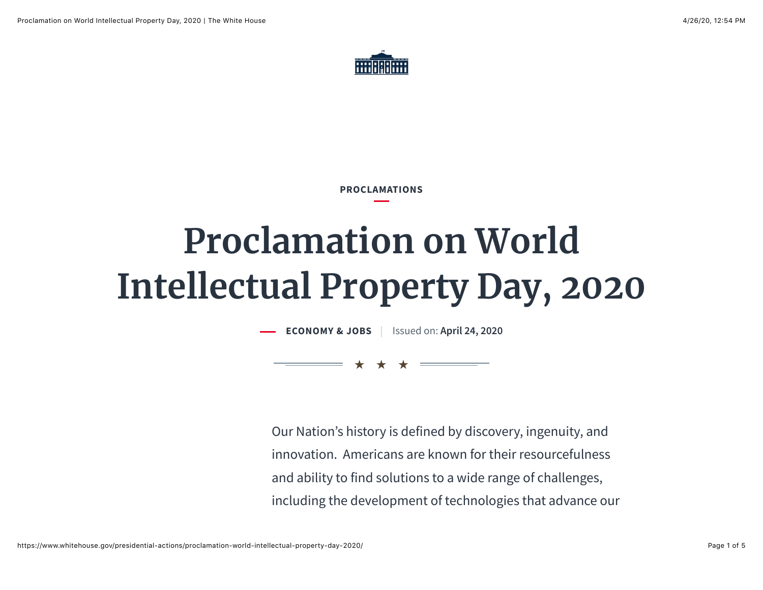PROCLAMATIONS

# Proclamation on World Intellectual Property Day, 2020

ECONOMY & JOBS | Issued on: **April 24, 2020**

Our Nation's history is defined by discovery, ingenuity, and innovation. Americans are known for their resourcefulness and ability to find solutions to a wide range of challenges, including the development of technologies that advance our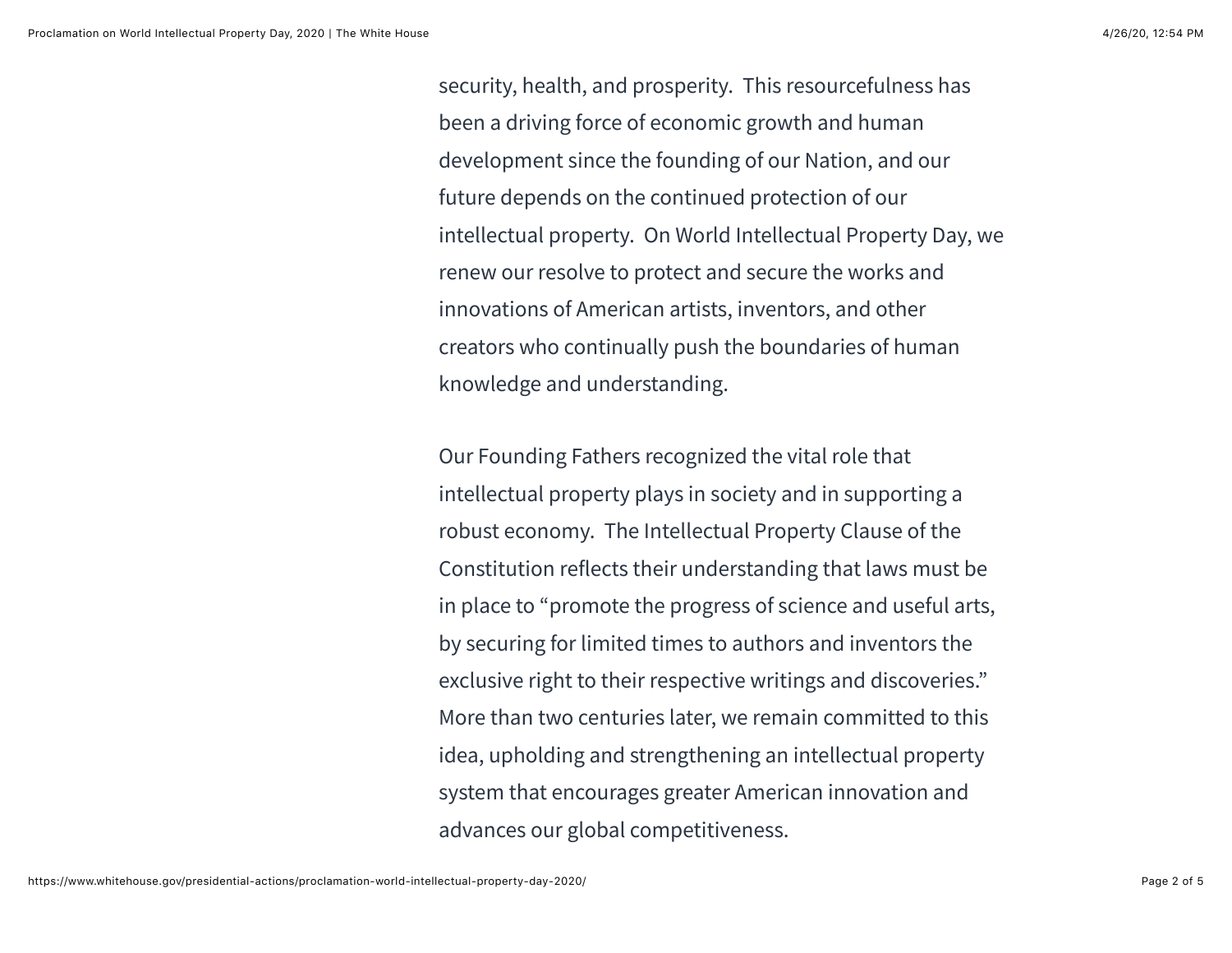security, health, and prosperity.  This resourcefulness has been a driving force of economic growth and human development since the founding of our Nation, and our future depends on the continued protection of our intellectual property.  On World Intellectual Property Day, we renew our resolve to protect and secure the works and innovations of American artists, inventors, and other creators who continually push the boundaries of human knowledge and understanding.

Our Founding Fathers recognized the vital role that intellectual property plays in society and in supporting a robust economy.  The Intellectual Property Clause of the Constitution reflects their understanding that laws must be in place to "promote the progress of science and useful arts, by securing for limited times to authors and inventors the exclusive right to their respective writings and discoveries."  More than two centuries later, we remain committed to this idea, upholding and strengthening an intellectual property system that encourages greater American innovation and advances our global competitiveness.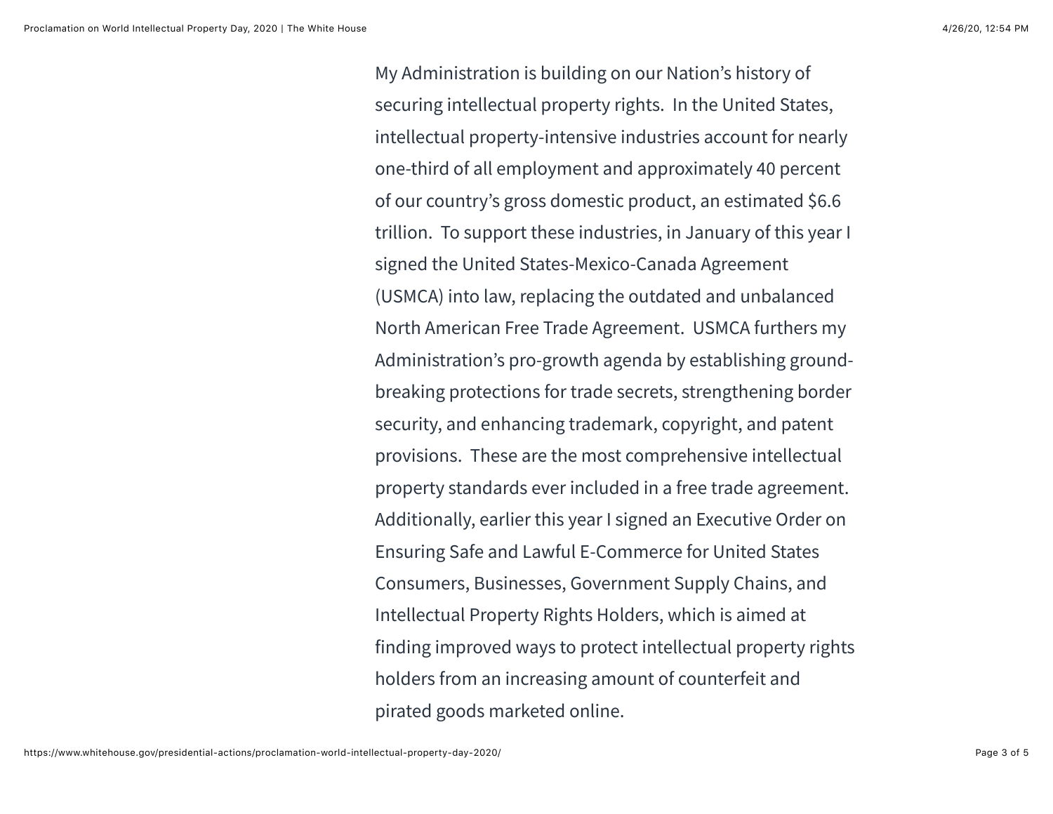My Administration is building on our Nation's history of securing intellectual property rights. In the United States, intellectual property-intensive industries account for nearly one-third of all employment and approximately 40 percent of our country's gross domestic product, an estimated $6.6 trillion. To support these industries, in January of this year I signed the United States-Mexico-Canada Agreement (USMCA) into law, replacing the outdated and unbalanced North American Free Trade Agreement. USMCA furthers my Administration's pro-growth agenda by establishing ground-breaking protections for trade secrets, strengthening border security, and enhancing trademark, copyright, and patent provisions. These are the most comprehensive intellectual property standards ever included in a free trade agreement. Additionally, earlier this year I signed an Executive Order on Ensuring Safe and Lawful E-Commerce for United States Consumers, Businesses, Government Supply Chains, and Intellectual Property Rights Holders, which is aimed at finding improved ways to protect intellectual property rights holders from an increasing amount of counterfeit and pirated goods marketed online.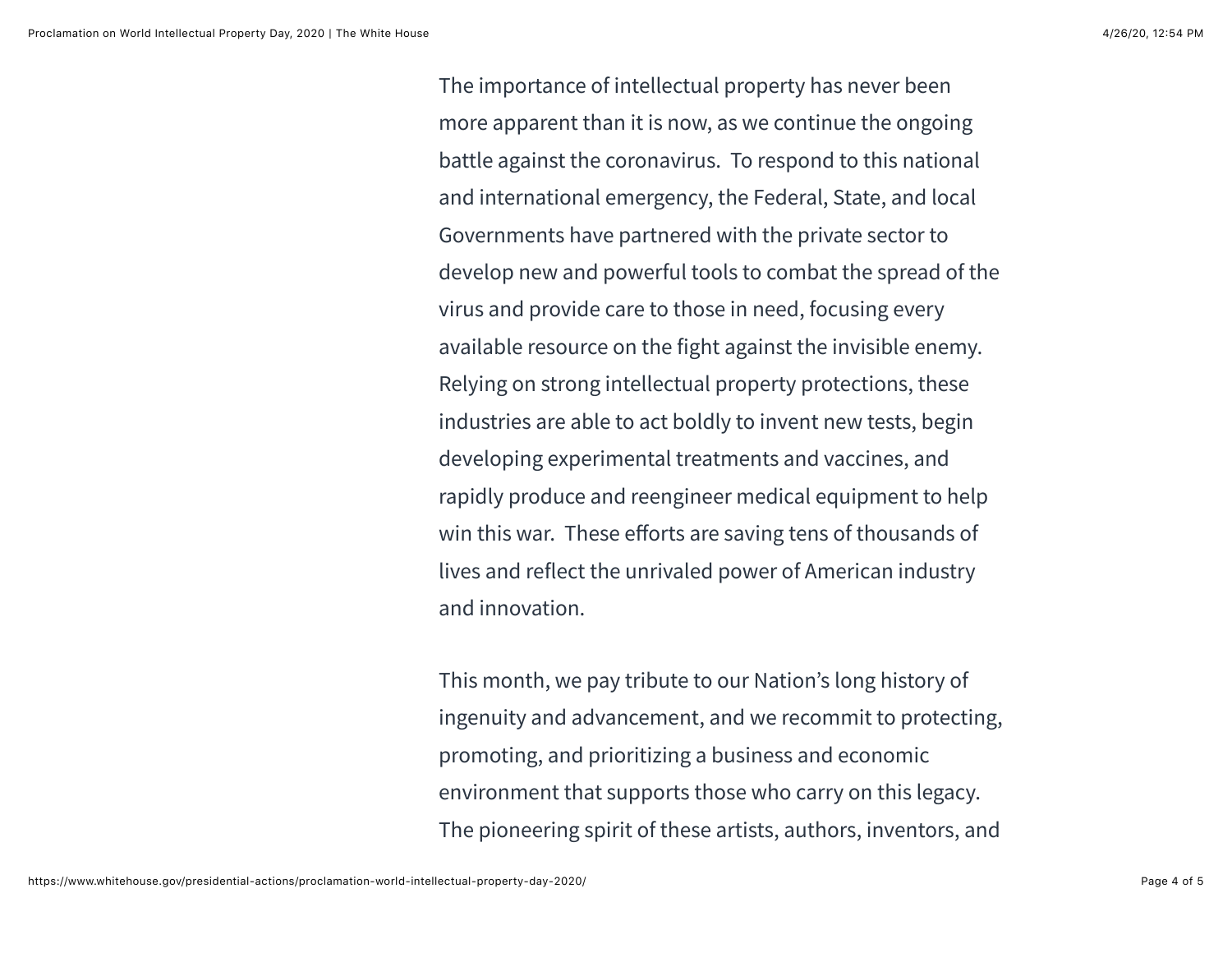The importance of intellectual property has never been more apparent than it is now, as we continue the ongoing battle against the coronavirus. To respond to this national and international emergency, the Federal, State, and local Governments have partnered with the private sector to develop new and powerful tools to combat the spread of the virus and provide care to those in need, focusing every available resource on the fight against the invisible enemy. Relying on strong intellectual property protections, these industries are able to act boldly to invent new tests, begin developing experimental treatments and vaccines, and rapidly produce and reengineer medical equipment to help win this war. These efforts are saving tens of thousands of lives and reflect the unrivaled power of American industry and innovation.

This month, we pay tribute to our Nation's long history of ingenuity and advancement, and we recommit to protecting, promoting, and prioritizing a business and economic environment that supports those who carry on this legacy. The pioneering spirit of these artists, authors, inventors, and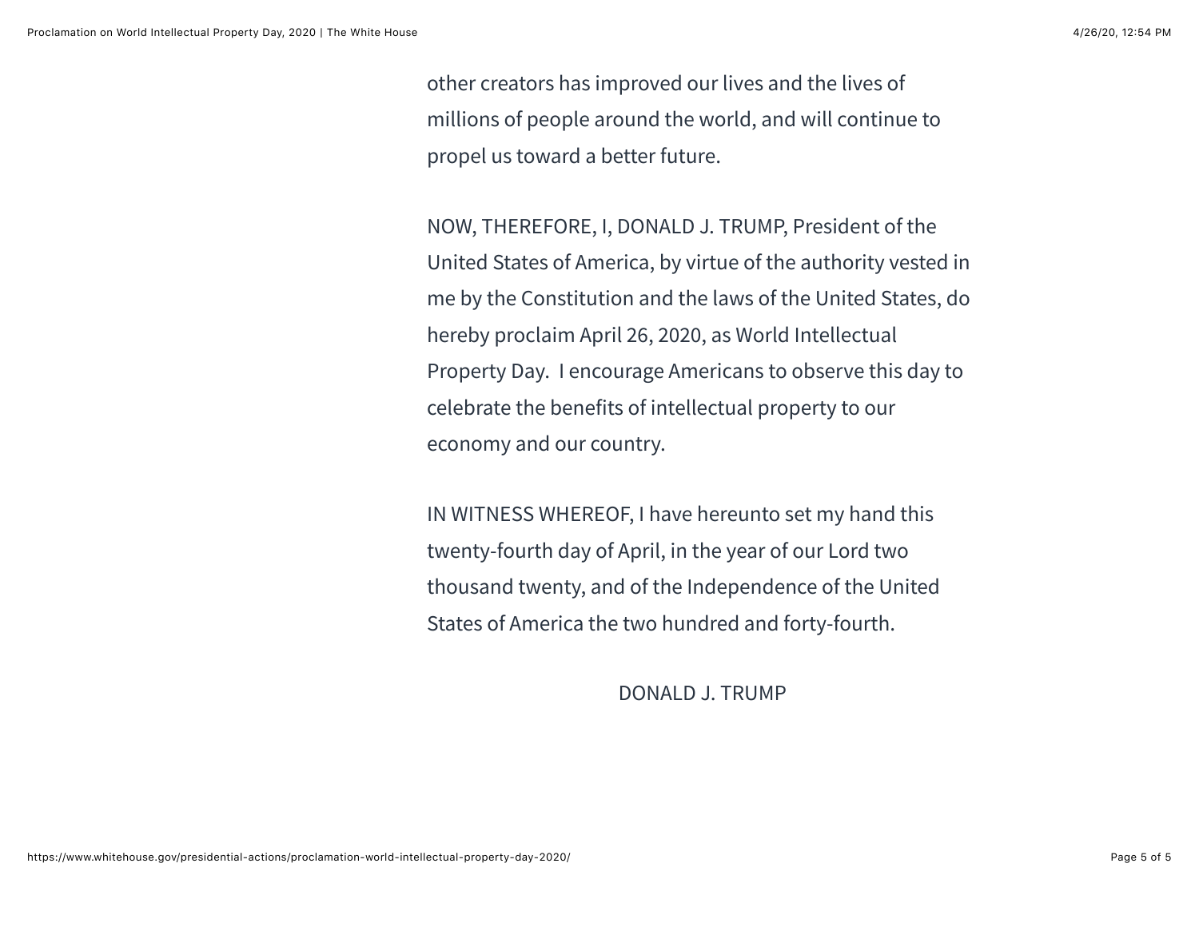other creators has improved our lives and the lives of millions of people around the world, and will continue to propel us toward a better future.

NOW, THEREFORE, I, DONALD J. TRUMP, President of the United States of America, by virtue of the authority vested in me by the Constitution and the laws of the United States, do hereby proclaim April 26, 2020, as World Intellectual Property Day. I encourage Americans to observe this day to celebrate the benefits of intellectual property to our economy and our country.

IN WITNESS WHEREOF, I have hereunto set my hand this twenty-fourth day of April, in the year of our Lord two thousand twenty, and of the Independence of the United States of America the two hundred and forty-fourth.

DONALD J. TRUMP